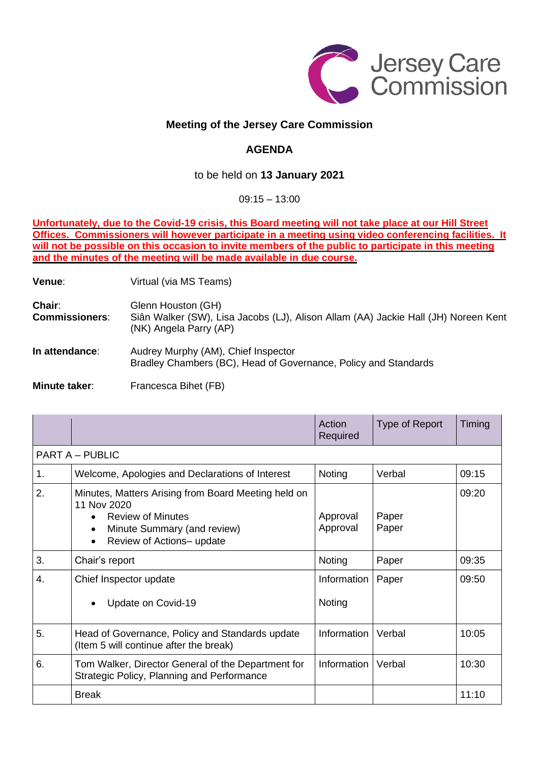Jersey Care Commission

## Meeting of the Jersey Care Commission

## AGENDA

to be held on **13 January 2021**

09:15 – 13:00

**Unfortunately, due to the Covid-19 crisis, this Board meeting will not take place at our Hill Street Offices. Commissioners will however participate in a meeting using video conferencing facilities. It will not be possible on this occasion to invite members of the public to participate in this meeting and the minutes of the meeting will be made available in due course.**

**Venue**: Virtual (via MS Teams)

**Chair**: Glenn Houston (GH)
**Commissioners**: Siân Walker (SW), Lisa Jacobs (LJ), Alison Allam (AA) Jackie Hall (JH) Noreen Kent (NK) Angela Parry (AP)

**In attendance**: Audrey Murphy (AM), Chief Inspector
Bradley Chambers (BC), Head of Governance, Policy and Standards

**Minute taker**: Francesca Bihet (FB)

| | | Action Required | Type of Report | Timing |
|---|---|---|---|---|
| PART A – PUBLIC | | | | |
| 1. | Welcome, Apologies and Declarations of Interest | Noting | Verbal | 09:15 |
| 2. | Minutes, Matters Arising from Board Meeting held on 11 Nov 2020<br>• Review of Minutes<br>• Minute Summary (and review)<br>• Review of Actions– update | <br><br>Approval<br>Approval | <br><br>Paper<br>Paper | 09:20 |
| 3. | Chair's report | Noting | Paper | 09:35 |
| 4. | Chief Inspector update<br>• Update on Covid-19 | Information<br>Noting | Paper | 09:50 |
| 5. | Head of Governance, Policy and Standards update (Item 5 will continue after the break) | Information | Verbal | 10:05 |
| 6. | Tom Walker, Director General of the Department for Strategic Policy, Planning and Performance | Information | Verbal | 10:30 |
| | Break | | | 11:10 |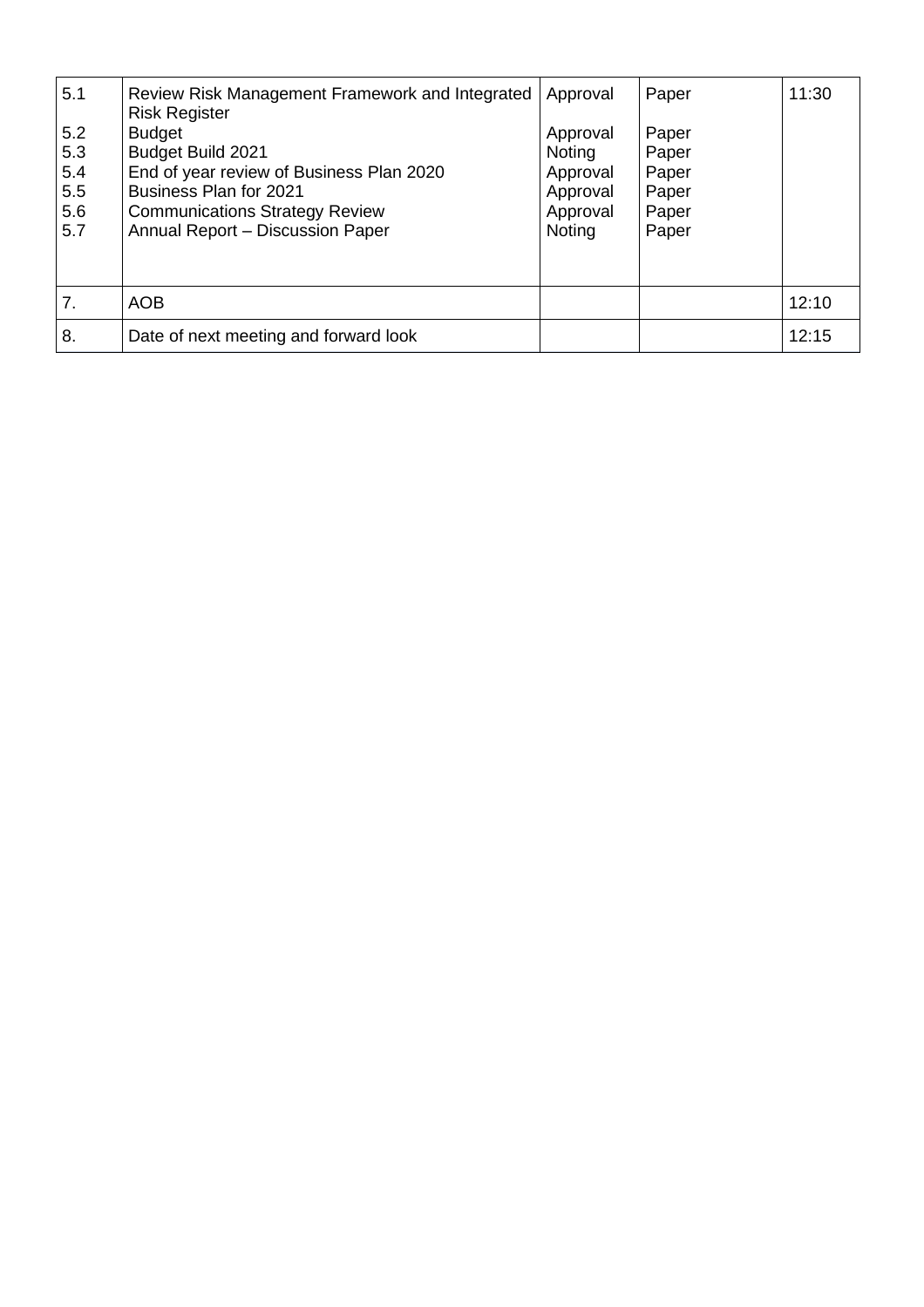| | | | | |
|---|---|---|---|---|
| 5.1<br><br>5.2<br>5.3<br>5.4<br>5.5<br>5.6<br>5.7 | Review Risk Management Framework and Integrated Risk Register<br>Budget<br>Budget Build 2021<br>End of year review of Business Plan 2020<br>Business Plan for 2021<br>Communications Strategy Review<br>Annual Report – Discussion Paper | Approval<br><br>Approval<br>Noting<br>Approval<br>Approval<br>Approval<br>Noting | Paper<br><br>Paper<br>Paper<br>Paper<br>Paper<br>Paper<br>Paper | 11:30 |
| 7. | AOB | | | 12:10 |
| 8. | Date of next meeting and forward look | | | 12:15 |